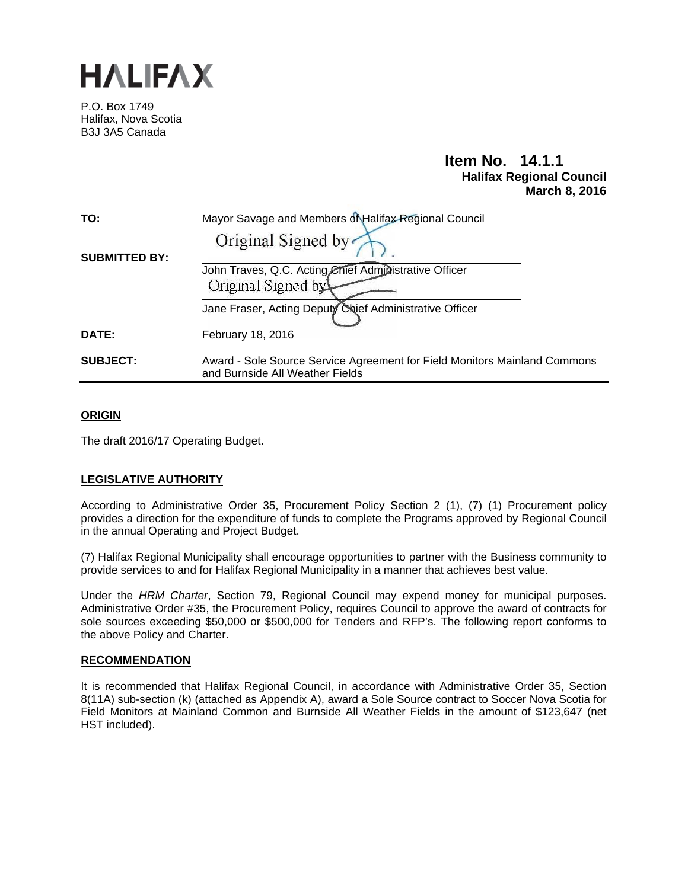# HALIFAX

P.O. Box 1749
Halifax, Nova Scotia
B3J 3A5 Canada

**Item No. 14.1.1**
**Halifax Regional Council**
**March 8, 2016**

| | |
|---|---|
| **TO:** | Mayor Savage and Members of Halifax Regional Council |
| **SUBMITTED BY:** | Original Signed by<br>John Traves, Q.C. Acting Chief Administrative Officer<br>Original Signed by<br>Jane Fraser, Acting Deputy Chief Administrative Officer |
| **DATE:** | February 18, 2016 |
| **SUBJECT:** | Award - Sole Source Service Agreement for Field Monitors Mainland Commons and Burnside All Weather Fields |

## ORIGIN

The draft 2016/17 Operating Budget.

## LEGISLATIVE AUTHORITY

According to Administrative Order 35, Procurement Policy Section 2 (1), (7) (1) Procurement policy provides a direction for the expenditure of funds to complete the Programs approved by Regional Council in the annual Operating and Project Budget.

(7) Halifax Regional Municipality shall encourage opportunities to partner with the Business community to provide services to and for Halifax Regional Municipality in a manner that achieves best value.

Under the *HRM Charter*, Section 79, Regional Council may expend money for municipal purposes. Administrative Order #35, the Procurement Policy, requires Council to approve the award of contracts for sole sources exceeding $50,000 or $500,000 for Tenders and RFP's. The following report conforms to the above Policy and Charter.

## RECOMMENDATION

It is recommended that Halifax Regional Council, in accordance with Administrative Order 35, Section 8(11A) sub-section (k) (attached as Appendix A), award a Sole Source contract to Soccer Nova Scotia for Field Monitors at Mainland Common and Burnside All Weather Fields in the amount of $123,647 (net HST included).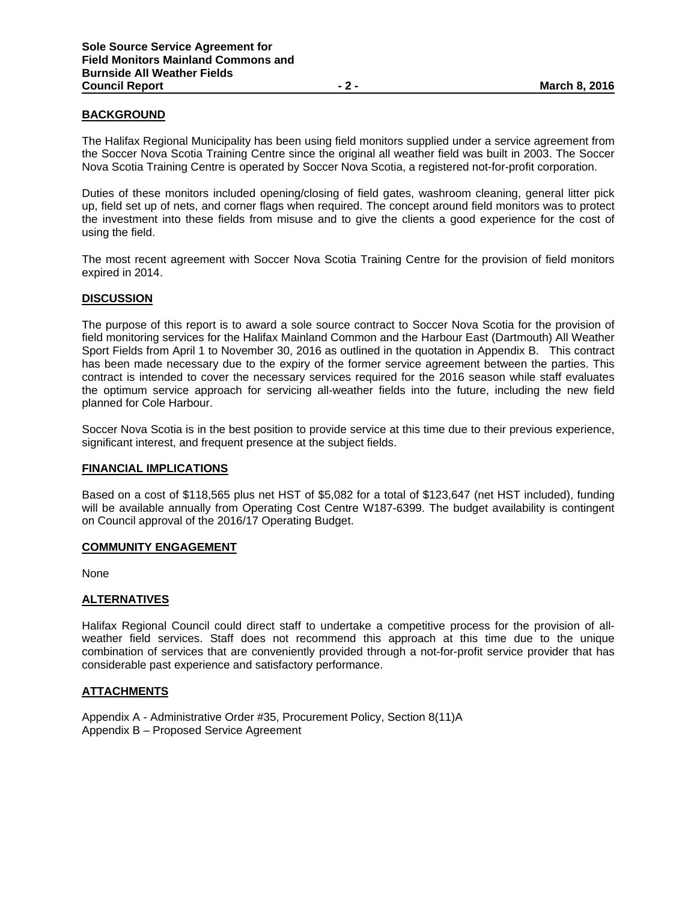## BACKGROUND

The Halifax Regional Municipality has been using field monitors supplied under a service agreement from the Soccer Nova Scotia Training Centre since the original all weather field was built in 2003. The Soccer Nova Scotia Training Centre is operated by Soccer Nova Scotia, a registered not-for-profit corporation.

Duties of these monitors included opening/closing of field gates, washroom cleaning, general litter pick up, field set up of nets, and corner flags when required. The concept around field monitors was to protect the investment into these fields from misuse and to give the clients a good experience for the cost of using the field.

The most recent agreement with Soccer Nova Scotia Training Centre for the provision of field monitors expired in 2014.

## DISCUSSION

The purpose of this report is to award a sole source contract to Soccer Nova Scotia for the provision of field monitoring services for the Halifax Mainland Common and the Harbour East (Dartmouth) All Weather Sport Fields from April 1 to November 30, 2016 as outlined in the quotation in Appendix B. This contract has been made necessary due to the expiry of the former service agreement between the parties. This contract is intended to cover the necessary services required for the 2016 season while staff evaluates the optimum service approach for servicing all-weather fields into the future, including the new field planned for Cole Harbour.

Soccer Nova Scotia is in the best position to provide service at this time due to their previous experience, significant interest, and frequent presence at the subject fields.

## FINANCIAL IMPLICATIONS

Based on a cost of $118,565 plus net HST of $5,082 for a total of $123,647 (net HST included), funding will be available annually from Operating Cost Centre W187-6399. The budget availability is contingent on Council approval of the 2016/17 Operating Budget.

## COMMUNITY ENGAGEMENT

None

## ALTERNATIVES

Halifax Regional Council could direct staff to undertake a competitive process for the provision of all-weather field services. Staff does not recommend this approach at this time due to the unique combination of services that are conveniently provided through a not-for-profit service provider that has considerable past experience and satisfactory performance.

## ATTACHMENTS

Appendix A - Administrative Order #35, Procurement Policy, Section 8(11)A
Appendix B – Proposed Service Agreement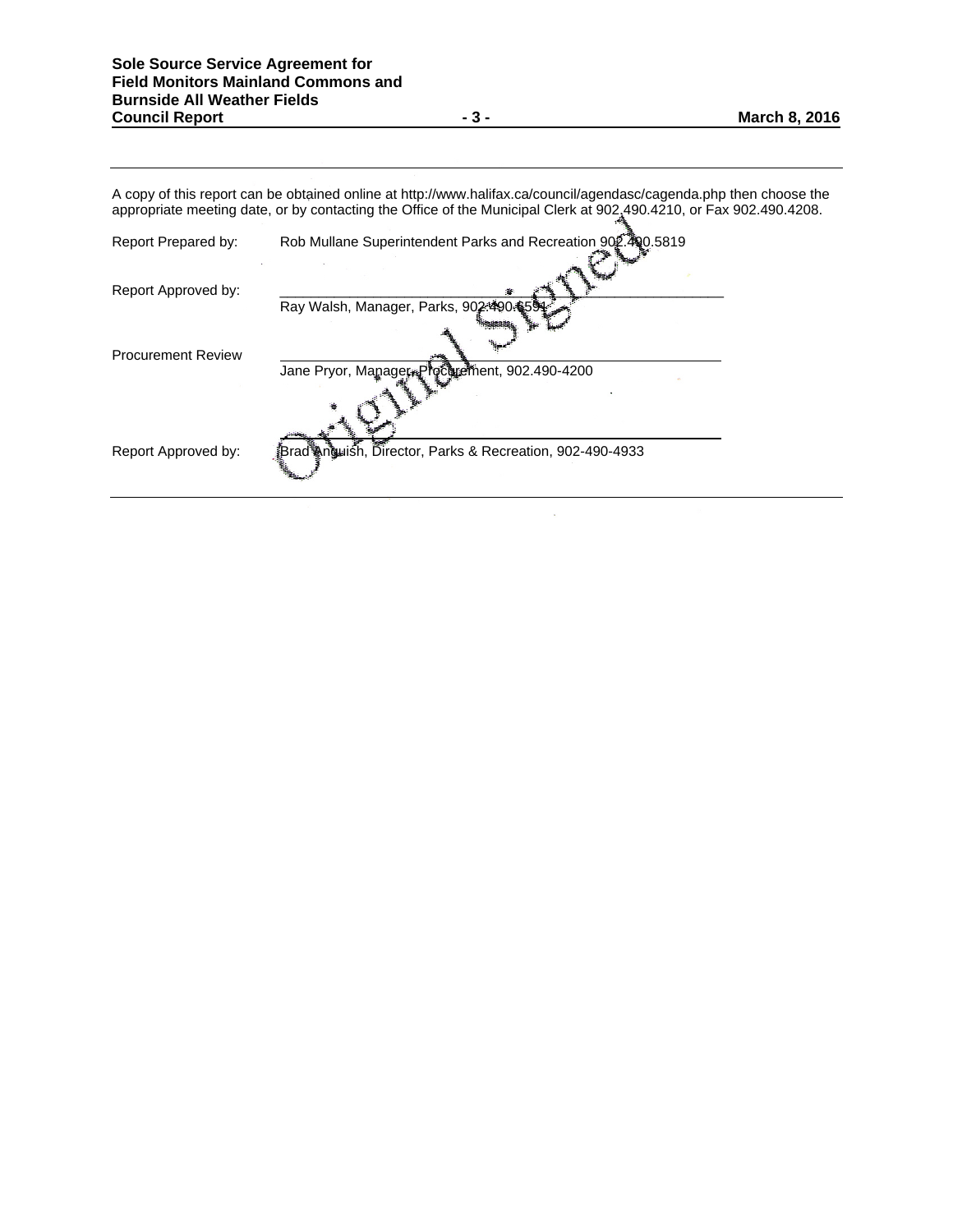A copy of this report can be obtained online at http://www.halifax.ca/council/agendasc/cagenda.php then choose the appropriate meeting date, or by contacting the Office of the Municipal Clerk at 902.490.4210, or Fax 902.490.4208.

| | |
|---|---|
| Report Prepared by: | Rob Mullane Superintendent Parks and Recreation 902.490.5819 |
| Report Approved by: | Ray Walsh, Manager, Parks, 902-490.6591 |
| Procurement Review | Jane Pryor, Manager, Procurement, 902.490-4200 |
| Report Approved by: | Brad Anguish, Director, Parks & Recreation, 902-490-4933 |

Original Signed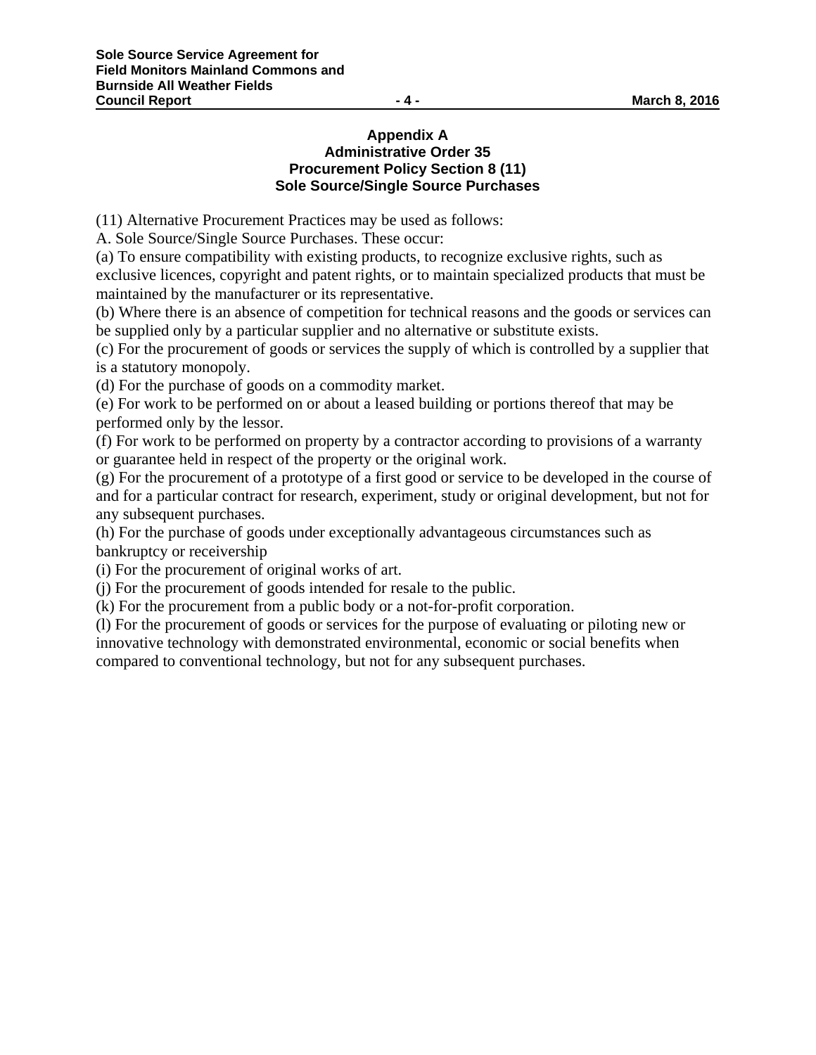## Appendix A
## Administrative Order 35
## Procurement Policy Section 8 (11)
## Sole Source/Single Source Purchases

(11) Alternative Procurement Practices may be used as follows:

A. Sole Source/Single Source Purchases. These occur:

(a) To ensure compatibility with existing products, to recognize exclusive rights, such as exclusive licences, copyright and patent rights, or to maintain specialized products that must be maintained by the manufacturer or its representative.

(b) Where there is an absence of competition for technical reasons and the goods or services can be supplied only by a particular supplier and no alternative or substitute exists.

(c) For the procurement of goods or services the supply of which is controlled by a supplier that is a statutory monopoly.

(d) For the purchase of goods on a commodity market.

(e) For work to be performed on or about a leased building or portions thereof that may be performed only by the lessor.

(f) For work to be performed on property by a contractor according to provisions of a warranty or guarantee held in respect of the property or the original work.

(g) For the procurement of a prototype of a first good or service to be developed in the course of and for a particular contract for research, experiment, study or original development, but not for any subsequent purchases.

(h) For the purchase of goods under exceptionally advantageous circumstances such as bankruptcy or receivership

(i) For the procurement of original works of art.

(j) For the procurement of goods intended for resale to the public.

(k) For the procurement from a public body or a not-for-profit corporation.

(l) For the procurement of goods or services for the purpose of evaluating or piloting new or innovative technology with demonstrated environmental, economic or social benefits when compared to conventional technology, but not for any subsequent purchases.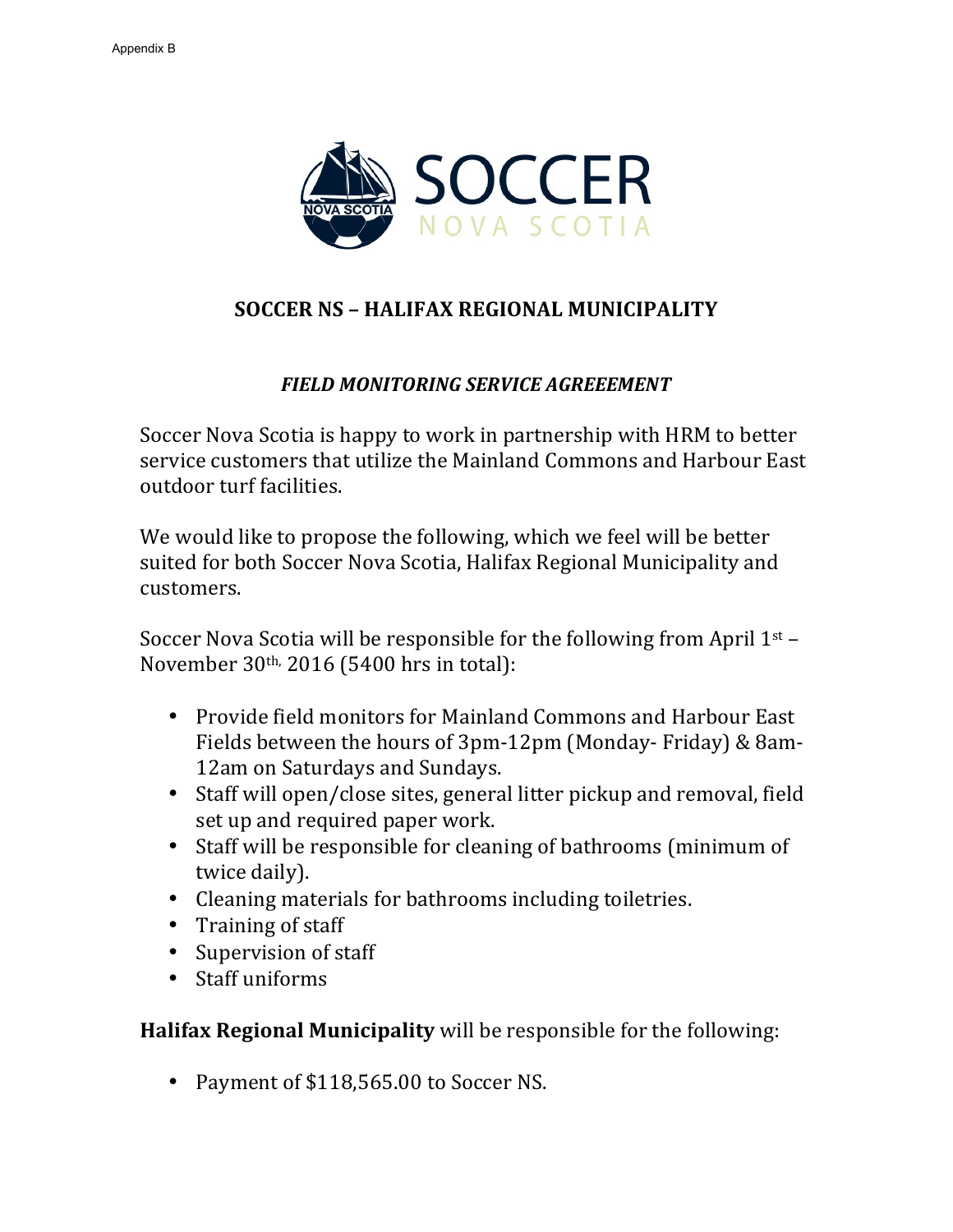Appendix B

SOCCER
NOVA SCOTIA

## SOCCER NS – HALIFAX REGIONAL MUNICIPALITY

### *FIELD MONITORING SERVICE AGREEEMENT*

Soccer Nova Scotia is happy to work in partnership with HRM to better service customers that utilize the Mainland Commons and Harbour East outdoor turf facilities.

We would like to propose the following, which we feel will be better suited for both Soccer Nova Scotia, Halifax Regional Municipality and customers.

Soccer Nova Scotia will be responsible for the following from April 1st – November 30th, 2016 (5400 hrs in total):

- Provide field monitors for Mainland Commons and Harbour East Fields between the hours of 3pm-12pm (Monday- Friday) & 8am-12am on Saturdays and Sundays.
- Staff will open/close sites, general litter pickup and removal, field set up and required paper work.
- Staff will be responsible for cleaning of bathrooms (minimum of twice daily).
- Cleaning materials for bathrooms including toiletries.
- Training of staff
- Supervision of staff
- Staff uniforms

**Halifax Regional Municipality** will be responsible for the following:

- Payment of $118,565.00 to Soccer NS.